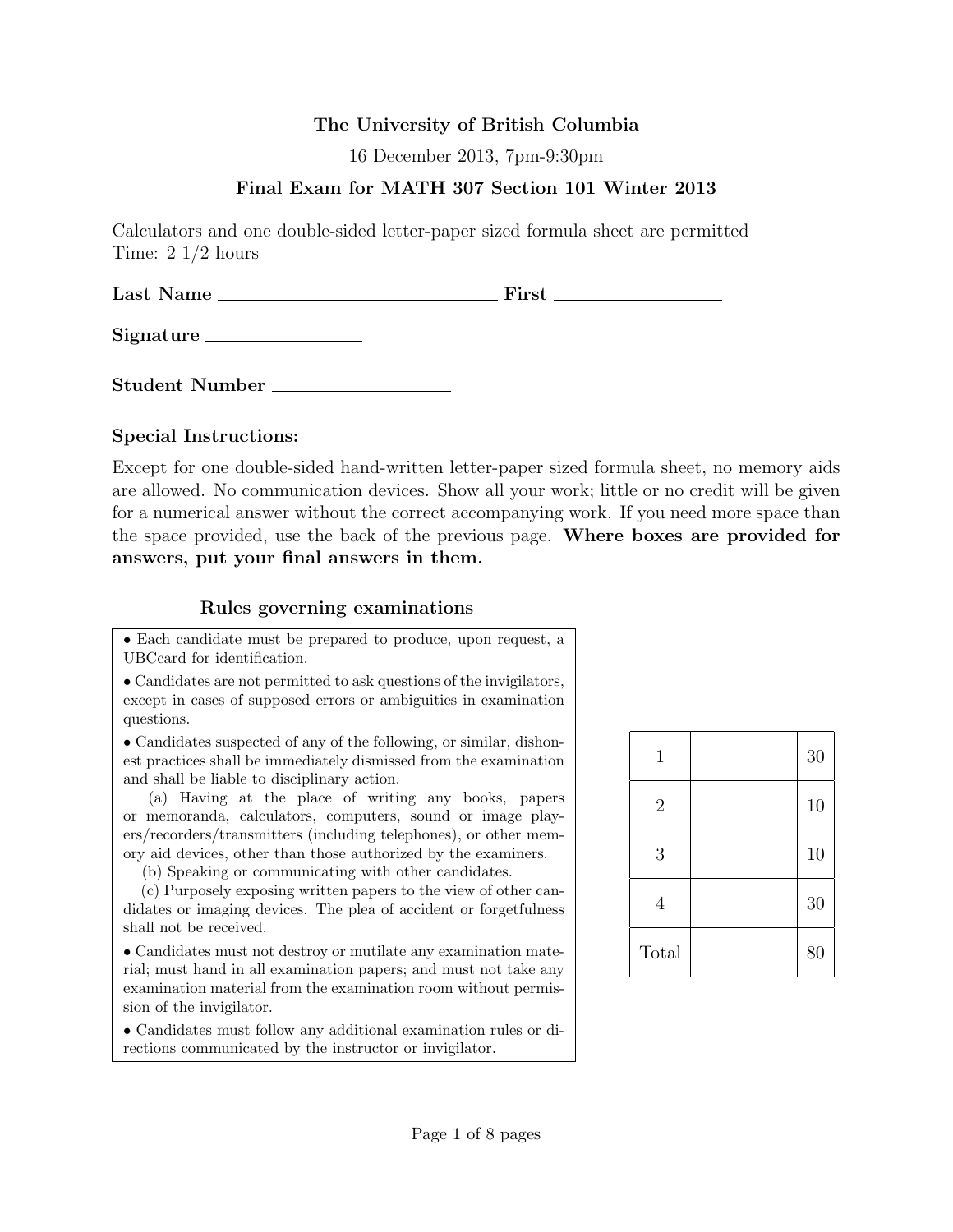**The University of British Columbia**

16 December 2013, 7pm-9:30pm

**Final Exam for MATH 307 Section 101 Winter 2013**

Calculators and one double-sided letter-paper sized formula sheet are permitted
Time: 2 1/2 hours

**Last Name** ______________________________ **First** ________________

**Signature** ________________

**Student Number** __________________

**Special Instructions:**

Except for one double-sided hand-written letter-paper sized formula sheet, no memory aids are allowed. No communication devices. Show all your work; little or no credit will be given for a numerical answer without the correct accompanying work. If you need more space than the space provided, use the back of the previous page. **Where boxes are provided for answers, put your final answers in them.**

**Rules governing examinations**

- Each candidate must be prepared to produce, upon request, a UBCcard for identification.
- Candidates are not permitted to ask questions of the invigilators, except in cases of supposed errors or ambiguities in examination questions.
- Candidates suspected of any of the following, or similar, dishonest practices shall be immediately dismissed from the examination and shall be liable to disciplinary action.
  
  (a) Having at the place of writing any books, papers or memoranda, calculators, computers, sound or image players/recorders/transmitters (including telephones), or other memory aid devices, other than those authorized by the examiners.
  
  (b) Speaking or communicating with other candidates.
  
  (c) Purposely exposing written papers to the view of other candidates or imaging devices. The plea of accident or forgetfulness shall not be received.
- Candidates must not destroy or mutilate any examination material; must hand in all examination papers; and must not take any examination material from the examination room without permission of the invigilator.
- Candidates must follow any additional examination rules or directions communicated by the instructor or invigilator.

| | | |
|---|---|---|
| 1 | | 30 |
| 2 | | 10 |
| 3 | | 10 |
| 4 | | 30 |
| Total | | 80 |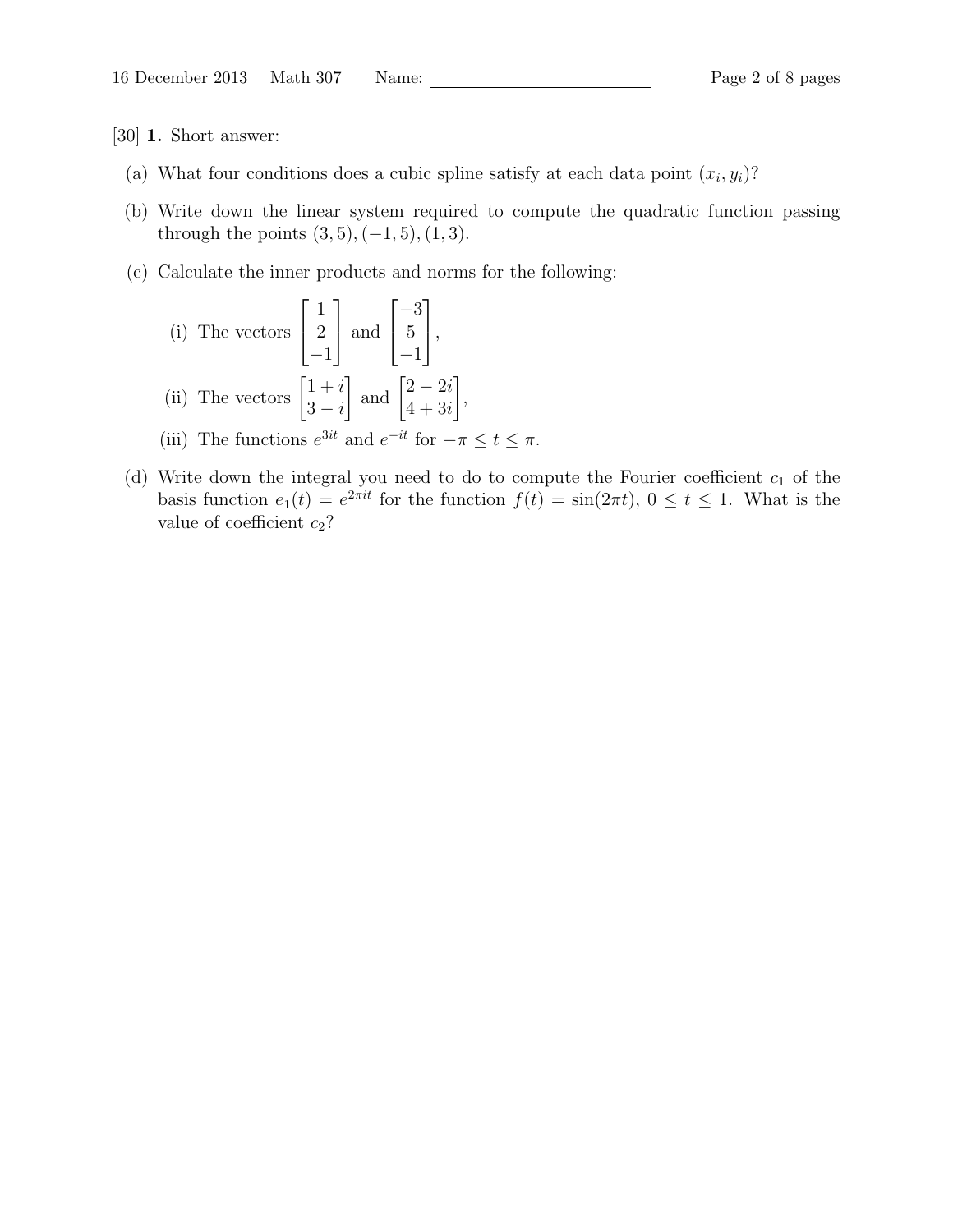[30] **1.** Short answer:

(a) What four conditions does a cubic spline satisfy at each data point $(x_i, y_i)$?

(b) Write down the linear system required to compute the quadratic function passing through the points $(3, 5), (-1, 5), (1, 3)$.

(c) Calculate the inner products and norms for the following:

(i) The vectors $\begin{bmatrix} 1 \\ 2 \\ -1 \end{bmatrix}$ and $\begin{bmatrix} -3 \\ 5 \\ -1 \end{bmatrix}$,

(ii) The vectors $\begin{bmatrix} 1+i \\ 3-i \end{bmatrix}$ and $\begin{bmatrix} 2-2i \\ 4+3i \end{bmatrix}$,

(iii) The functions $e^{3it}$ and $e^{-it}$ for $-\pi \leq t \leq \pi$.

(d) Write down the integral you need to do to compute the Fourier coefficient $c_1$ of the basis function $e_1(t) = e^{2\pi i t}$ for the function $f(t) = \sin(2\pi t)$, $0 \leq t \leq 1$. What is the value of coefficient $c_2$?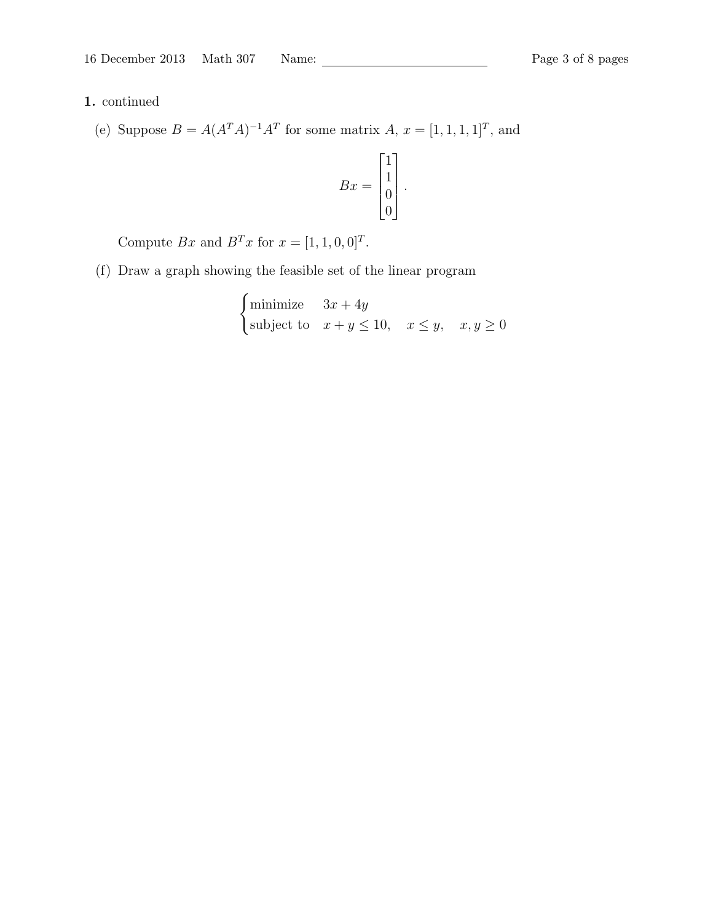**1.** continued

(e) Suppose $B = A(A^TA)^{-1}A^T$ for some matrix $A$, $x = [1, 1, 1, 1]^T$, and

$$Bx = \begin{bmatrix} 1 \\ 1 \\ 0 \\ 0 \end{bmatrix}.$$

Compute $Bx$ and $B^Tx$ for $x = [1, 1, 0, 0]^T$.

(f) Draw a graph showing the feasible set of the linear program

$$\begin{cases} \text{minimize} & 3x + 4y \\ \text{subject to} & x + y \leq 10, \quad x \leq y, \quad x, y \geq 0 \end{cases}$$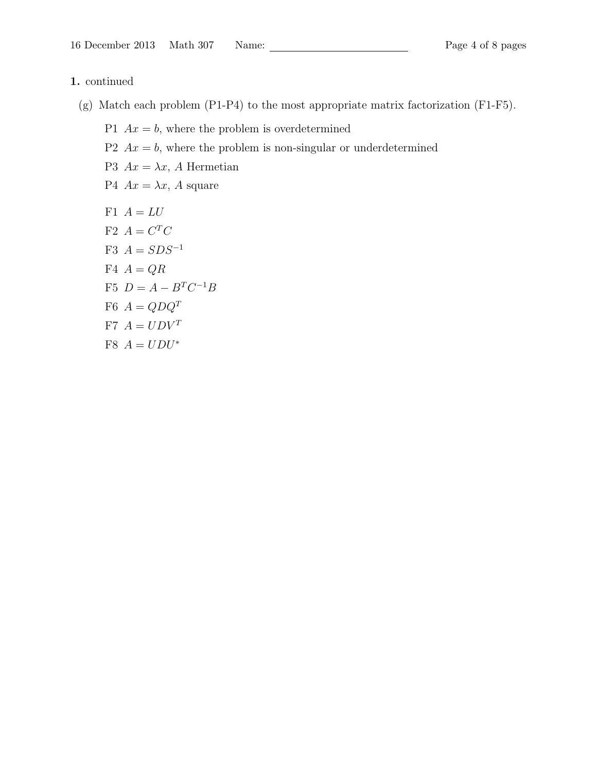**1.** continued

(g) Match each problem (P1-P4) to the most appropriate matrix factorization (F1-F5).

P1 $Ax = b$, where the problem is overdetermined

P2 $Ax = b$, where the problem is non-singular or underdetermined

P3 $Ax = \lambda x$, $A$ Hermetian

P4 $Ax = \lambda x$, $A$ square

F1 $A = LU$

F2 $A = C^T C$

F3 $A = SDS^{-1}$

F4 $A = QR$

F5 $D = A - B^T C^{-1} B$

F6 $A = QDQ^T$

F7 $A = UDV^T$

F8 $A = UDU^*$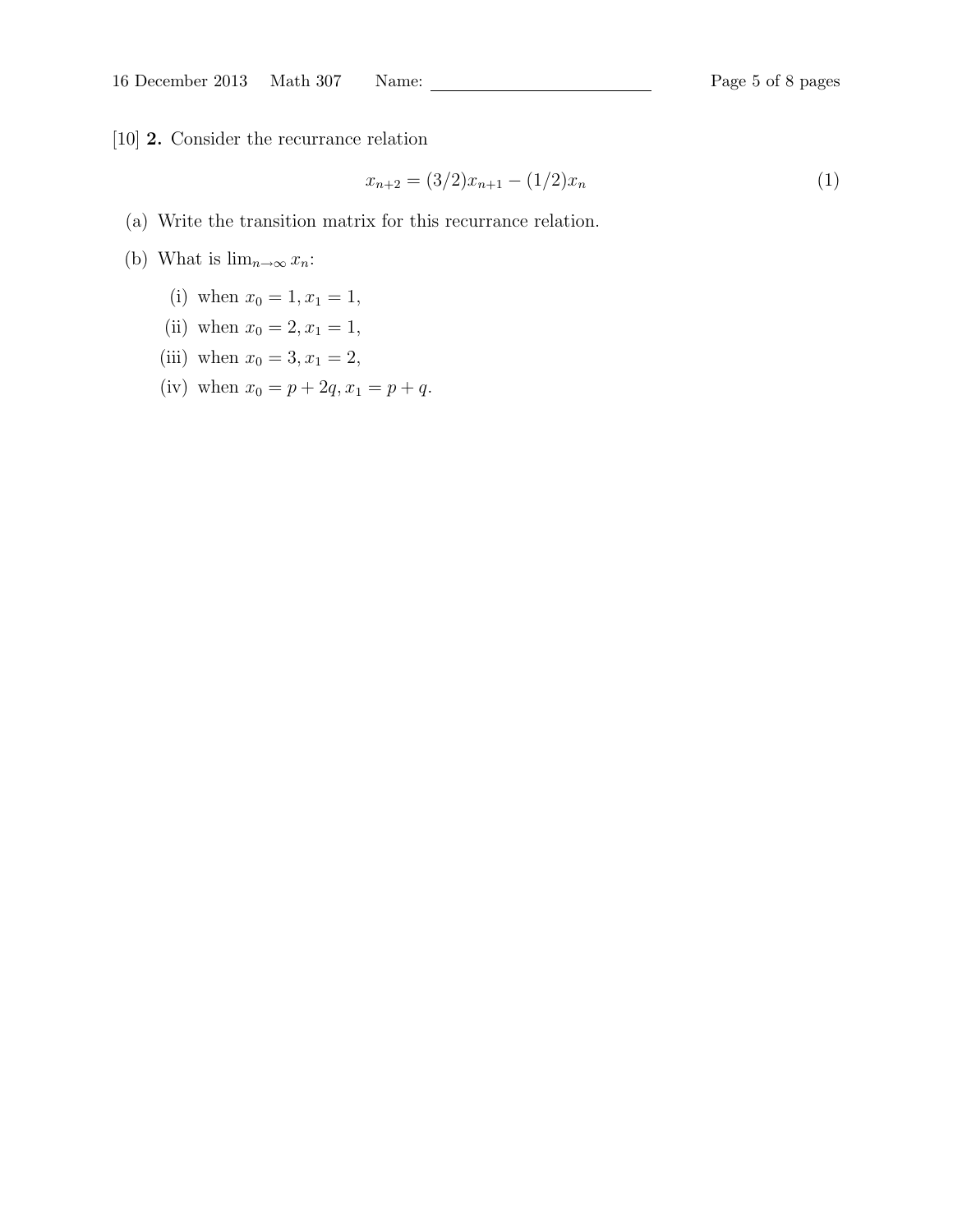[10] **2.** Consider the recurrance relation

$$x_{n+2} = (3/2)x_{n+1} - (1/2)x_n \tag{1}$$

(a) Write the transition matrix for this recurrance relation.

(b) What is $\lim_{n\to\infty} x_n$:

- (i) when $x_0 = 1, x_1 = 1$,
- (ii) when $x_0 = 2, x_1 = 1$,
- (iii) when $x_0 = 3, x_1 = 2$,
- (iv) when $x_0 = p + 2q, x_1 = p + q$.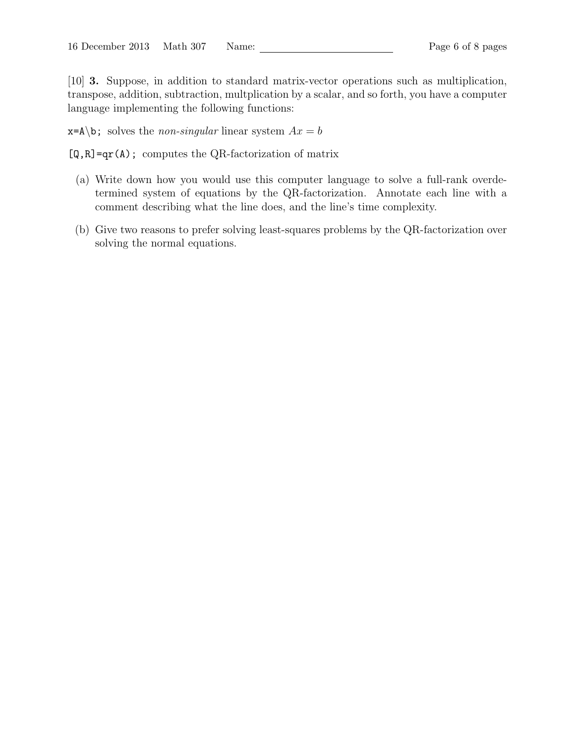[10] **3.** Suppose, in addition to standard matrix-vector operations such as multiplication, transpose, addition, subtraction, multplication by a scalar, and so forth, you have a computer language implementing the following functions:

`x=A\b;` solves the *non-singular* linear system $Ax = b$

`[Q,R]=qr(A);` computes the QR-factorization of matrix

(a) Write down how you would use this computer language to solve a full-rank overdetermined system of equations by the QR-factorization. Annotate each line with a comment describing what the line does, and the line's time complexity.

(b) Give two reasons to prefer solving least-squares problems by the QR-factorization over solving the normal equations.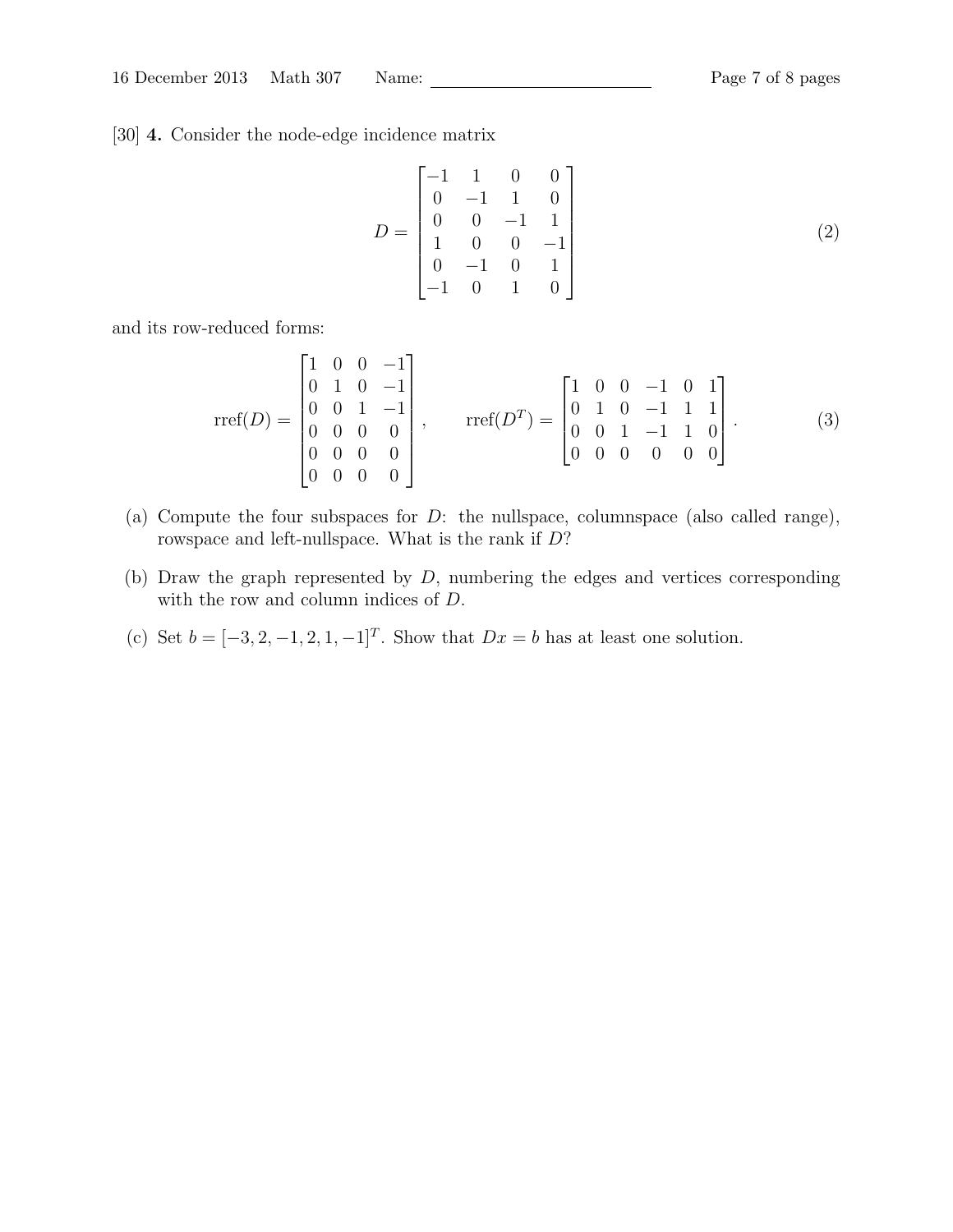[30] **4.** Consider the node-edge incidence matrix

$$
D = \begin{bmatrix} -1 & 1 & 0 & 0 \\ 0 & -1 & 1 & 0 \\ 0 & 0 & -1 & 1 \\ 1 & 0 & 0 & -1 \\ 0 & -1 & 0 & 1 \\ -1 & 0 & 1 & 0 \end{bmatrix} \tag{2}
$$

and its row-reduced forms:

$$
\text{rref}(D) = \begin{bmatrix} 1 & 0 & 0 & -1 \\ 0 & 1 & 0 & -1 \\ 0 & 0 & 1 & -1 \\ 0 & 0 & 0 & 0 \\ 0 & 0 & 0 & 0 \\ 0 & 0 & 0 & 0 \end{bmatrix}, \qquad \text{rref}(D^T) = \begin{bmatrix} 1 & 0 & 0 & -1 & 0 & 1 \\ 0 & 1 & 0 & -1 & 1 & 1 \\ 0 & 0 & 1 & -1 & 1 & 0 \\ 0 & 0 & 0 & 0 & 0 & 0 \end{bmatrix}. \tag{3}
$$

(a) Compute the four subspaces for $D$: the nullspace, columnspace (also called range), rowspace and left-nullspace. What is the rank if $D$?

(b) Draw the graph represented by $D$, numbering the edges and vertices corresponding with the row and column indices of $D$.

(c) Set $b = [-3, 2, -1, 2, 1, -1]^T$. Show that $Dx = b$ has at least one solution.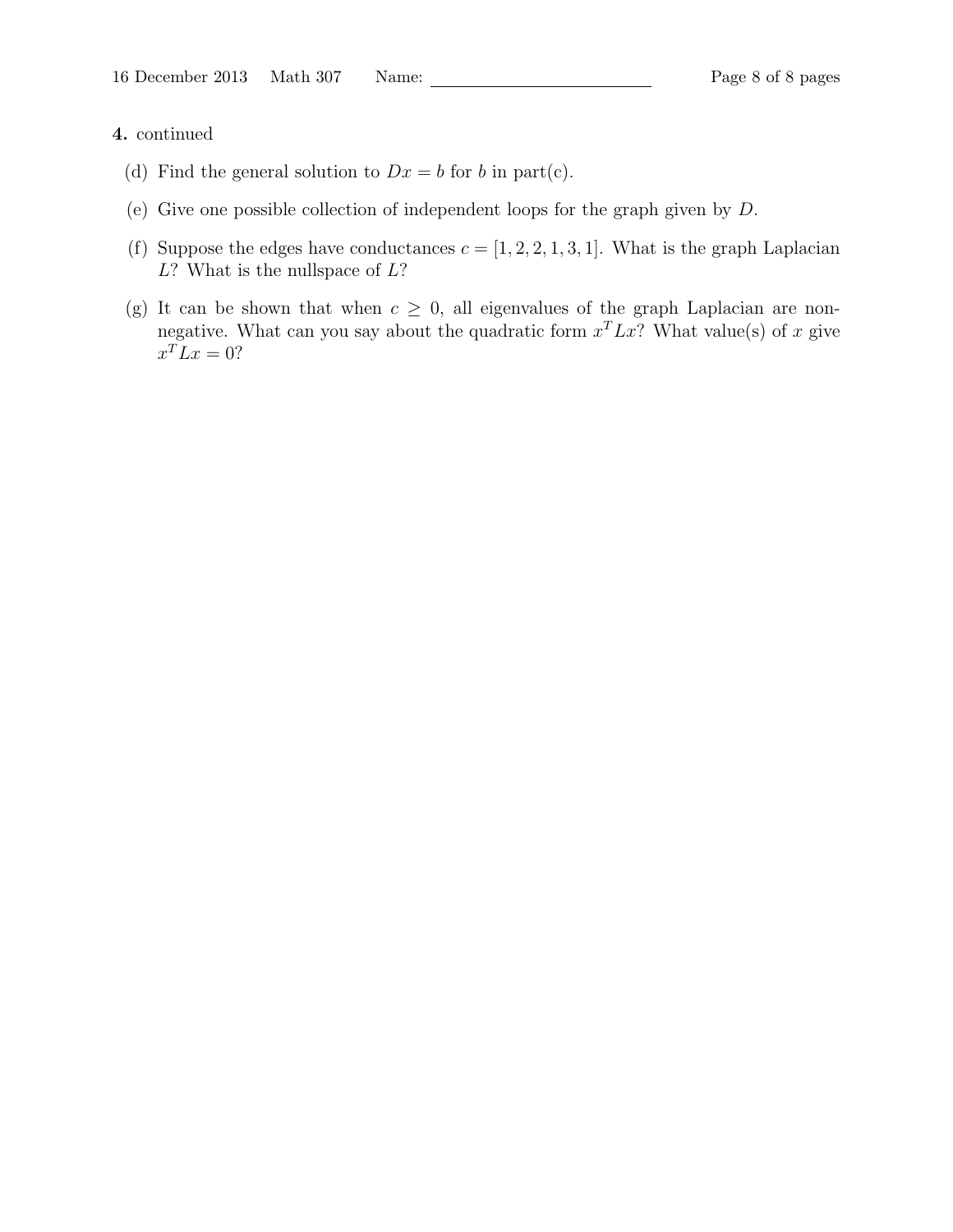**4.** continued

(d) Find the general solution to $Dx = b$ for $b$ in part(c).

(e) Give one possible collection of independent loops for the graph given by $D$.

(f) Suppose the edges have conductances $c = [1, 2, 2, 1, 3, 1]$. What is the graph Laplacian $L$? What is the nullspace of $L$?

(g) It can be shown that when $c \geq 0$, all eigenvalues of the graph Laplacian are non-negative. What can you say about the quadratic form $x^T Lx$? What value(s) of $x$ give $x^T Lx = 0$?